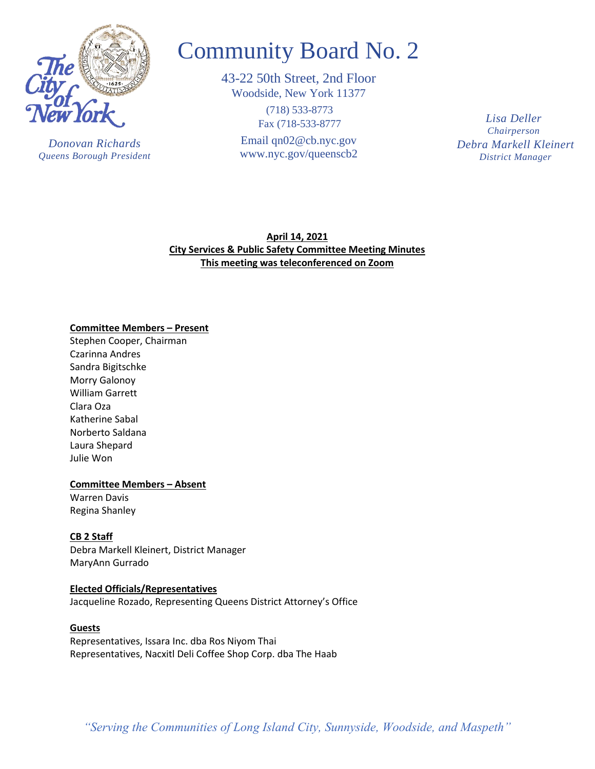# Community Board No. 2

43-22 50th Street, 2nd Floor
Woodside, New York 11377
(718) 533-8773
Fax (718-533-8777
Email qn02@cb.nyc.gov
www.nyc.gov/queenscb2

*Donovan Richards*
*Queens Borough President*

*Lisa Deller*
*Chairperson*
*Debra Markell Kleinert*
*District Manager*

**April 14, 2021**
**City Services & Public Safety Committee Meeting Minutes**
**This meeting was teleconferenced on Zoom**

**Committee Members – Present**
Stephen Cooper, Chairman
Czarinna Andres
Sandra Bigitschke
Morry Galonoy
William Garrett
Clara Oza
Katherine Sabal
Norberto Saldana
Laura Shepard
Julie Won

**Committee Members – Absent**
Warren Davis
Regina Shanley

**CB 2 Staff**
Debra Markell Kleinert, District Manager
MaryAnn Gurrado

**Elected Officials/Representatives**
Jacqueline Rozado, Representing Queens District Attorney's Office

**Guests**
Representatives, Issara Inc. dba Ros Niyom Thai
Representatives, Nacxitl Deli Coffee Shop Corp. dba The Haab

*"Serving the Communities of Long Island City, Sunnyside, Woodside, and Maspeth"*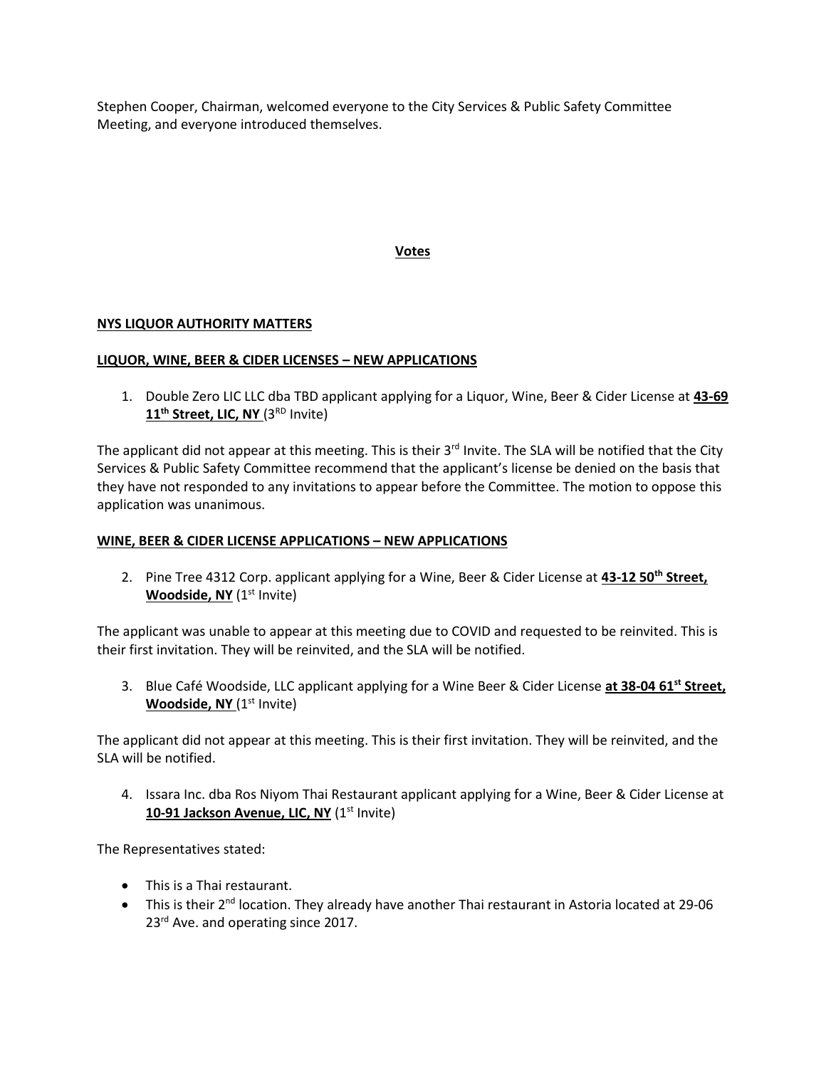Stephen Cooper, Chairman, welcomed everyone to the City Services & Public Safety Committee Meeting, and everyone introduced themselves.

## **Votes**

### **NYS LIQUOR AUTHORITY MATTERS**

### **LIQUOR, WINE, BEER & CIDER LICENSES – NEW APPLICATIONS**

1. Double Zero LIC LLC dba TBD applicant applying for a Liquor, Wine, Beer & Cider License at **43-69 11th Street, LIC, NY** (3RD Invite)

The applicant did not appear at this meeting. This is their 3rd Invite. The SLA will be notified that the City Services & Public Safety Committee recommend that the applicant's license be denied on the basis that they have not responded to any invitations to appear before the Committee. The motion to oppose this application was unanimous.

### **WINE, BEER & CIDER LICENSE APPLICATIONS – NEW APPLICATIONS**

2. Pine Tree 4312 Corp. applicant applying for a Wine, Beer & Cider License at **43-12 50th Street, Woodside, NY** (1st Invite)

The applicant was unable to appear at this meeting due to COVID and requested to be reinvited. This is their first invitation. They will be reinvited, and the SLA will be notified.

3. Blue Café Woodside, LLC applicant applying for a Wine Beer & Cider License **at 38-04 61st Street, Woodside, NY** (1st Invite)

The applicant did not appear at this meeting. This is their first invitation. They will be reinvited, and the SLA will be notified.

4. Issara Inc. dba Ros Niyom Thai Restaurant applicant applying for a Wine, Beer & Cider License at **10-91 Jackson Avenue, LIC, NY** (1st Invite)

The Representatives stated:

- This is a Thai restaurant.
- This is their 2nd location. They already have another Thai restaurant in Astoria located at 29-06 23rd Ave. and operating since 2017.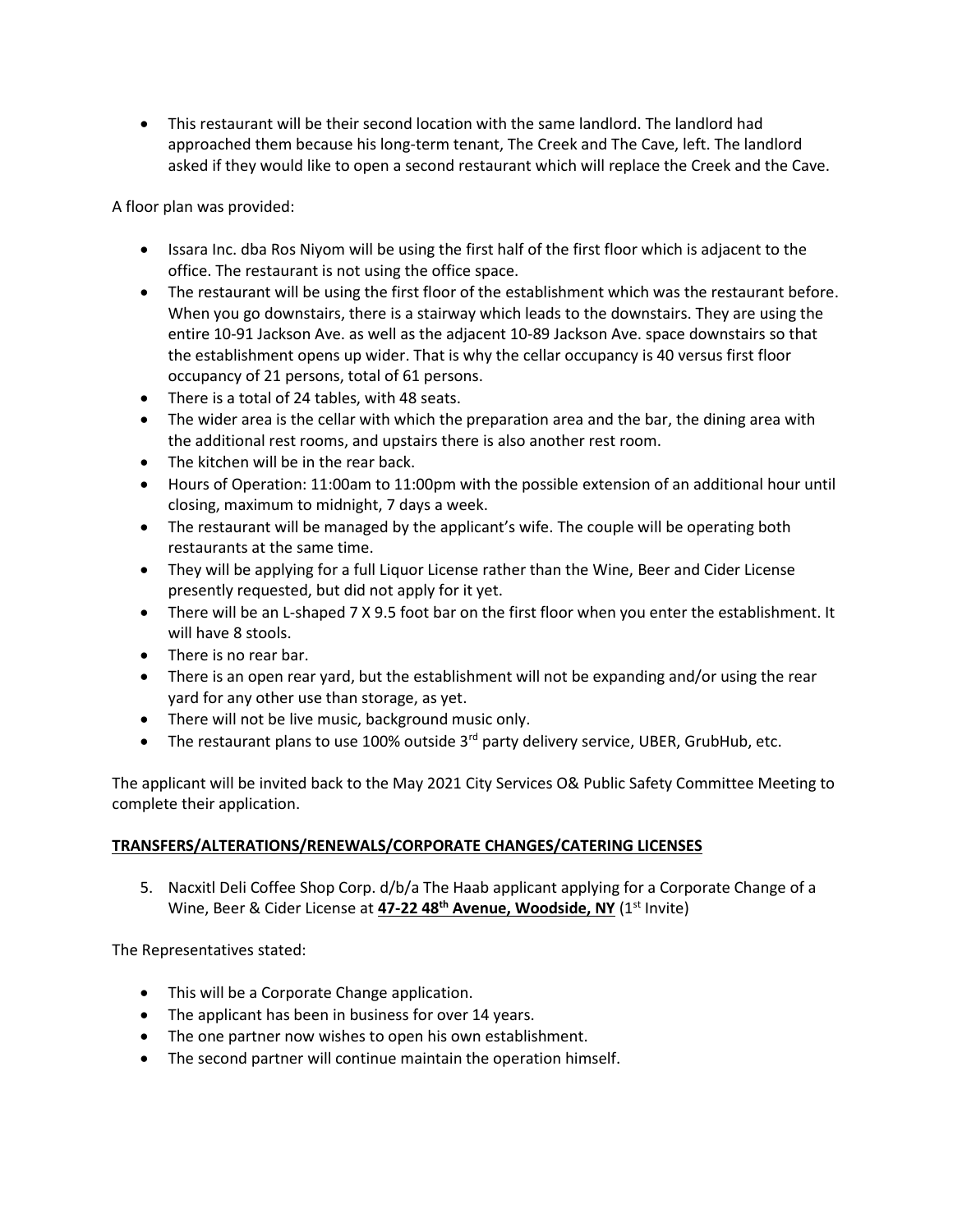- This restaurant will be their second location with the same landlord. The landlord had approached them because his long-term tenant, The Creek and The Cave, left. The landlord asked if they would like to open a second restaurant which will replace the Creek and the Cave.

A floor plan was provided:

- Issara Inc. dba Ros Niyom will be using the first half of the first floor which is adjacent to the office. The restaurant is not using the office space.
- The restaurant will be using the first floor of the establishment which was the restaurant before. When you go downstairs, there is a stairway which leads to the downstairs. They are using the entire 10-91 Jackson Ave. as well as the adjacent 10-89 Jackson Ave. space downstairs so that the establishment opens up wider. That is why the cellar occupancy is 40 versus first floor occupancy of 21 persons, total of 61 persons.
- There is a total of 24 tables, with 48 seats.
- The wider area is the cellar with which the preparation area and the bar, the dining area with the additional rest rooms, and upstairs there is also another rest room.
- The kitchen will be in the rear back.
- Hours of Operation: 11:00am to 11:00pm with the possible extension of an additional hour until closing, maximum to midnight, 7 days a week.
- The restaurant will be managed by the applicant's wife. The couple will be operating both restaurants at the same time.
- They will be applying for a full Liquor License rather than the Wine, Beer and Cider License presently requested, but did not apply for it yet.
- There will be an L-shaped 7 X 9.5 foot bar on the first floor when you enter the establishment. It will have 8 stools.
- There is no rear bar.
- There is an open rear yard, but the establishment will not be expanding and/or using the rear yard for any other use than storage, as yet.
- There will not be live music, background music only.
- The restaurant plans to use 100% outside 3rd party delivery service, UBER, GrubHub, etc.

The applicant will be invited back to the May 2021 City Services O& Public Safety Committee Meeting to complete their application.

**TRANSFERS/ALTERATIONS/RENEWALS/CORPORATE CHANGES/CATERING LICENSES**

5. Nacxitl Deli Coffee Shop Corp. d/b/a The Haab applicant applying for a Corporate Change of a Wine, Beer & Cider License at **47-22 48th Avenue, Woodside, NY** (1st Invite)

The Representatives stated:

- This will be a Corporate Change application.
- The applicant has been in business for over 14 years.
- The one partner now wishes to open his own establishment.
- The second partner will continue maintain the operation himself.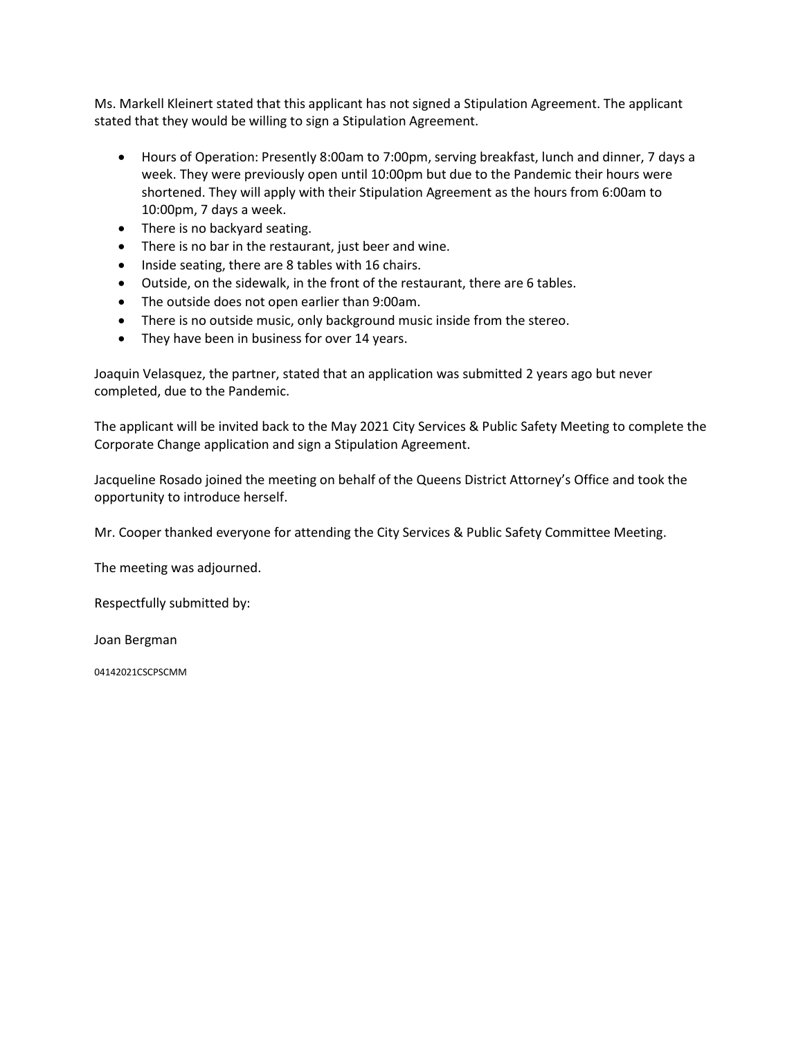Ms. Markell Kleinert stated that this applicant has not signed a Stipulation Agreement. The applicant stated that they would be willing to sign a Stipulation Agreement.

- Hours of Operation: Presently 8:00am to 7:00pm, serving breakfast, lunch and dinner, 7 days a week. They were previously open until 10:00pm but due to the Pandemic their hours were shortened. They will apply with their Stipulation Agreement as the hours from 6:00am to 10:00pm, 7 days a week.
- There is no backyard seating.
- There is no bar in the restaurant, just beer and wine.
- Inside seating, there are 8 tables with 16 chairs.
- Outside, on the sidewalk, in the front of the restaurant, there are 6 tables.
- The outside does not open earlier than 9:00am.
- There is no outside music, only background music inside from the stereo.
- They have been in business for over 14 years.

Joaquin Velasquez, the partner, stated that an application was submitted 2 years ago but never completed, due to the Pandemic.

The applicant will be invited back to the May 2021 City Services & Public Safety Meeting to complete the Corporate Change application and sign a Stipulation Agreement.

Jacqueline Rosado joined the meeting on behalf of the Queens District Attorney's Office and took the opportunity to introduce herself.

Mr. Cooper thanked everyone for attending the City Services & Public Safety Committee Meeting.

The meeting was adjourned.

Respectfully submitted by:

Joan Bergman

04142021CSCPSCMM